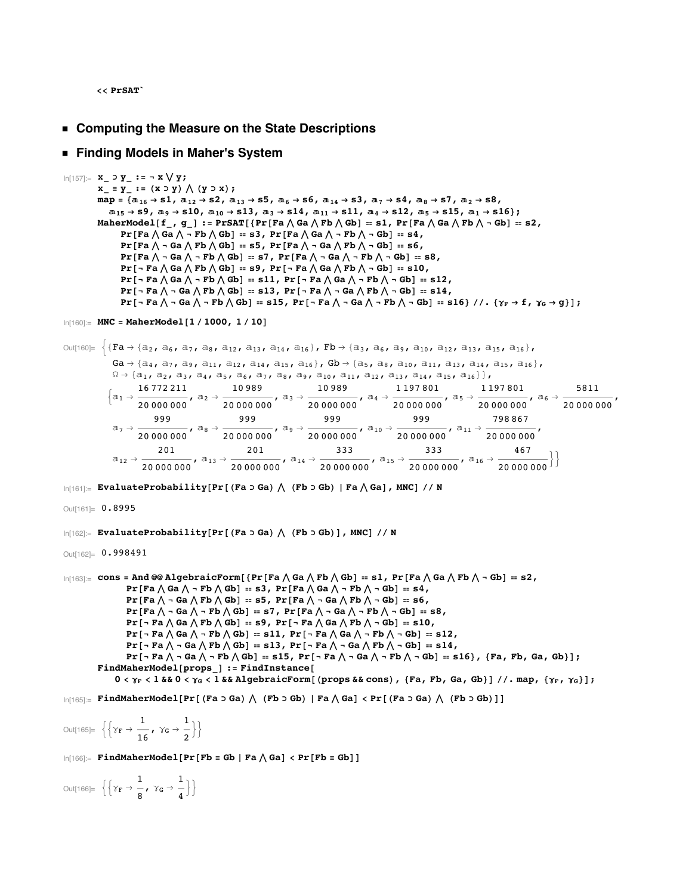```
<< PrSAT`
```

- **Computing the Measure on the State Descriptions**

- **Finding Models in Maher's System**

```
In[157]:= x_ ⊃ y_ := ¬ x ∨ y;
          x_ ≡ y_ := (x ⊃ y) ∧ (y ⊃ x);
          map = {a16 → s1, a12 → s2, a13 → s5, a6 → s6, a14 → s3, a7 → s4, a8 → s7, a2 → s8,
            a15 → s9, a9 → s10, a10 → s13, a3 → s14, a11 → s11, a4 → s12, a5 → s15, a1 → s16};
          MaherModel[f_, g_] := PrSAT[{Pr[Fa ∧ Ga ∧ Fb ∧ Gb] == s1, Pr[Fa ∧ Ga ∧ Fb ∧ ¬ Gb] == s2,
              Pr[Fa ∧ Ga ∧ ¬ Fb ∧ Gb] == s3, Pr[Fa ∧ Ga ∧ ¬ Fb ∧ ¬ Gb] == s4,
              Pr[Fa ∧ ¬ Ga ∧ Fb ∧ Gb] == s5, Pr[Fa ∧ ¬ Ga ∧ Fb ∧ ¬ Gb] == s6,
              Pr[Fa ∧ ¬ Ga ∧ ¬ Fb ∧ Gb] == s7, Pr[Fa ∧ ¬ Ga ∧ ¬ Fb ∧ ¬ Gb] == s8,
              Pr[¬ Fa ∧ Ga ∧ Fb ∧ Gb] == s9, Pr[¬ Fa ∧ Ga ∧ Fb ∧ ¬ Gb] == s10,
              Pr[¬ Fa ∧ Ga ∧ ¬ Fb ∧ Gb] == s11, Pr[¬ Fa ∧ Ga ∧ ¬ Fb ∧ ¬ Gb] == s12,
              Pr[¬ Fa ∧ ¬ Ga ∧ Fb ∧ Gb] == s13, Pr[¬ Fa ∧ ¬ Ga ∧ Fb ∧ ¬ Gb] == s14,
              Pr[¬ Fa ∧ ¬ Ga ∧ ¬ Fb ∧ Gb] == s15, Pr[¬ Fa ∧ ¬ Ga ∧ ¬ Fb ∧ ¬ Gb] == s16} //. {γF → f, γG → g}];

In[160]:= MNC = MaherModel[1 / 1000, 1 / 10]

Out[160]= {{Fa → {a2, a6, a7, a8, a12, a13, a14, a16}, Fb → {a3, a6, a9, a10, a12, a13, a15, a16},
             Ga → {a4, a7, a9, a11, a12, a14, a15, a16}, Gb → {a5, a8, a10, a11, a13, a14, a15, a16},
             Ω → {a1, a2, a3, a4, a5, a6, a7, a8, a9, a10, a11, a12, a13, a14, a15, a16}},
           {a1 → 16772211/20000000, a2 → 10989/20000000, a3 → 10989/20000000, a4 → 1197801/20000000, a5 → 1197801/20000000, a6 → 5811/20000000,
            a7 → 999/20000000, a8 → 999/20000000, a9 → 999/20000000, a10 → 999/20000000, a11 → 798867/20000000,
            a12 → 201/20000000, a13 → 201/20000000, a14 → 333/20000000, a15 → 333/20000000, a16 → 467/20000000}}

In[161]:= EvaluateProbability[Pr[(Fa ⊃ Ga) ∧ (Fb ⊃ Gb) | Fa ∧ Ga], MNC] // N

Out[161]= 0.8995

In[162]:= EvaluateProbability[Pr[(Fa ⊃ Ga) ∧ (Fb ⊃ Gb)], MNC] // N

Out[162]= 0.998491

In[163]:= cons = And @@ AlgebraicForm[{Pr[Fa ∧ Ga ∧ Fb ∧ Gb] == s1, Pr[Fa ∧ Ga ∧ Fb ∧ ¬ Gb] == s2,
              Pr[Fa ∧ Ga ∧ ¬ Fb ∧ Gb] == s3, Pr[Fa ∧ Ga ∧ ¬ Fb ∧ ¬ Gb] == s4,
              Pr[Fa ∧ ¬ Ga ∧ Fb ∧ Gb] == s5, Pr[Fa ∧ ¬ Ga ∧ Fb ∧ ¬ Gb] == s6,
              Pr[Fa ∧ ¬ Ga ∧ ¬ Fb ∧ Gb] == s7, Pr[Fa ∧ ¬ Ga ∧ ¬ Fb ∧ ¬ Gb] == s8,
              Pr[¬ Fa ∧ Ga ∧ Fb ∧ Gb] == s9, Pr[¬ Fa ∧ Ga ∧ Fb ∧ ¬ Gb] == s10,
              Pr[¬ Fa ∧ Ga ∧ ¬ Fb ∧ Gb] == s11, Pr[¬ Fa ∧ Ga ∧ ¬ Fb ∧ ¬ Gb] == s12,
              Pr[¬ Fa ∧ ¬ Ga ∧ Fb ∧ Gb] == s13, Pr[¬ Fa ∧ ¬ Ga ∧ Fb ∧ ¬ Gb] == s14,
              Pr[¬ Fa ∧ ¬ Ga ∧ ¬ Fb ∧ Gb] == s15, Pr[¬ Fa ∧ ¬ Ga ∧ ¬ Fb ∧ ¬ Gb] == s16}, {Fa, Fb, Ga, Gb}];
          FindMaherModel[props_] := FindInstance[
            0 < γF < 1 && 0 < γG < 1 && AlgebraicForm[(props && cons), {Fa, Fb, Ga, Gb}] //. map, {γF, γG}];

In[165]:= FindMaherModel[Pr[(Fa ⊃ Ga) ∧ (Fb ⊃ Gb) | Fa ∧ Ga] < Pr[(Fa ⊃ Ga) ∧ (Fb ⊃ Gb)]]

Out[165]= {{γF → 1/16, γG → 1/2}}

In[166]:= FindMaherModel[Pr[Fb ≡ Gb | Fa ∧ Ga] < Pr[Fb ≡ Gb]]

Out[166]= {{γF → 1/8, γG → 1/4}}
```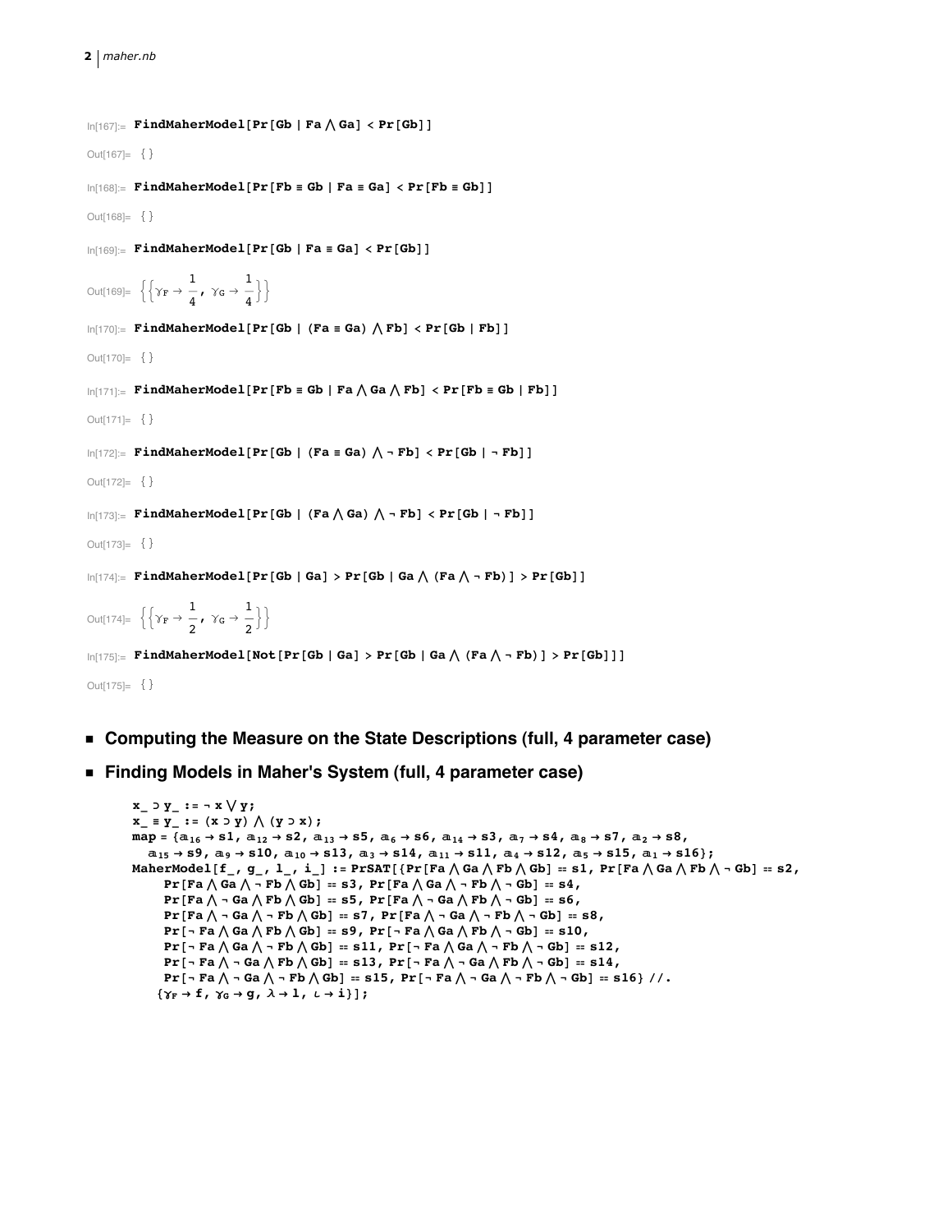```
In[167]:= FindMaherModel[Pr[Gb | Fa ⋀ Ga] < Pr[Gb]]

Out[167]= {}

In[168]:= FindMaherModel[Pr[Fb ≡ Gb | Fa ≡ Ga] < Pr[Fb ≡ Gb]]

Out[168]= {}

In[169]:= FindMaherModel[Pr[Gb | Fa ≡ Ga] < Pr[Gb]]

Out[169]= {{γF → 1/4, γG → 1/4}}

In[170]:= FindMaherModel[Pr[Gb | (Fa ≡ Ga) ⋀ Fb] < Pr[Gb | Fb]]

Out[170]= {}

In[171]:= FindMaherModel[Pr[Fb ≡ Gb | Fa ⋀ Ga ⋀ Fb] < Pr[Fb ≡ Gb | Fb]]

Out[171]= {}

In[172]:= FindMaherModel[Pr[Gb | (Fa ≡ Ga) ⋀ ¬ Fb] < Pr[Gb | ¬ Fb]]

Out[172]= {}

In[173]:= FindMaherModel[Pr[Gb | (Fa ⋀ Ga) ⋀ ¬ Fb] < Pr[Gb | ¬ Fb]]

Out[173]= {}

In[174]:= FindMaherModel[Pr[Gb | Ga] > Pr[Gb | Ga ⋀ (Fa ⋀ ¬ Fb)] > Pr[Gb]]

Out[174]= {{γF → 1/2, γG → 1/2}}

In[175]:= FindMaherModel[Not[Pr[Gb | Ga] > Pr[Gb | Ga ⋀ (Fa ⋀ ¬ Fb)] > Pr[Gb]]]

Out[175]= {}
```

- **Computing the Measure on the State Descriptions (full, 4 parameter case)**
- **Finding Models in Maher's System (full, 4 parameter case)**

```
x_ ⊃ y_ := ¬ x ⋁ y;
x_ ≡ y_ := (x ⊃ y) ⋀ (y ⊃ x);
map = {a16 → s1, a12 → s2, a13 → s5, a6 → s6, a14 → s3, a7 → s4, a8 → s7, a2 → s8,
   a15 → s9, a9 → s10, a10 → s13, a3 → s14, a11 → s11, a4 → s12, a5 → s15, a1 → s16};
MaherModel[f_, g_, l_, i_] := PrSAT[{Pr[Fa ⋀ Ga ⋀ Fb ⋀ Gb] == s1, Pr[Fa ⋀ Ga ⋀ Fb ⋀ ¬ Gb] == s2,
     Pr[Fa ⋀ Ga ⋀ ¬ Fb ⋀ Gb] == s3, Pr[Fa ⋀ Ga ⋀ ¬ Fb ⋀ ¬ Gb] == s4,
     Pr[Fa ⋀ ¬ Ga ⋀ Fb ⋀ Gb] == s5, Pr[Fa ⋀ ¬ Ga ⋀ Fb ⋀ ¬ Gb] == s6,
     Pr[Fa ⋀ ¬ Ga ⋀ ¬ Fb ⋀ Gb] == s7, Pr[Fa ⋀ ¬ Ga ⋀ ¬ Fb ⋀ ¬ Gb] == s8,
     Pr[¬ Fa ⋀ Ga ⋀ Fb ⋀ Gb] == s9, Pr[¬ Fa ⋀ Ga ⋀ Fb ⋀ ¬ Gb] == s10,
     Pr[¬ Fa ⋀ Ga ⋀ ¬ Fb ⋀ Gb] == s11, Pr[¬ Fa ⋀ Ga ⋀ ¬ Fb ⋀ ¬ Gb] == s12,
     Pr[¬ Fa ⋀ ¬ Ga ⋀ Fb ⋀ Gb] == s13, Pr[¬ Fa ⋀ ¬ Ga ⋀ Fb ⋀ ¬ Gb] == s14,
     Pr[¬ Fa ⋀ ¬ Ga ⋀ ¬ Fb ⋀ Gb] == s15, Pr[¬ Fa ⋀ ¬ Ga ⋀ ¬ Fb ⋀ ¬ Gb] == s16} //.
    {γF → f, γG → g, λ → l, ι → i}];
```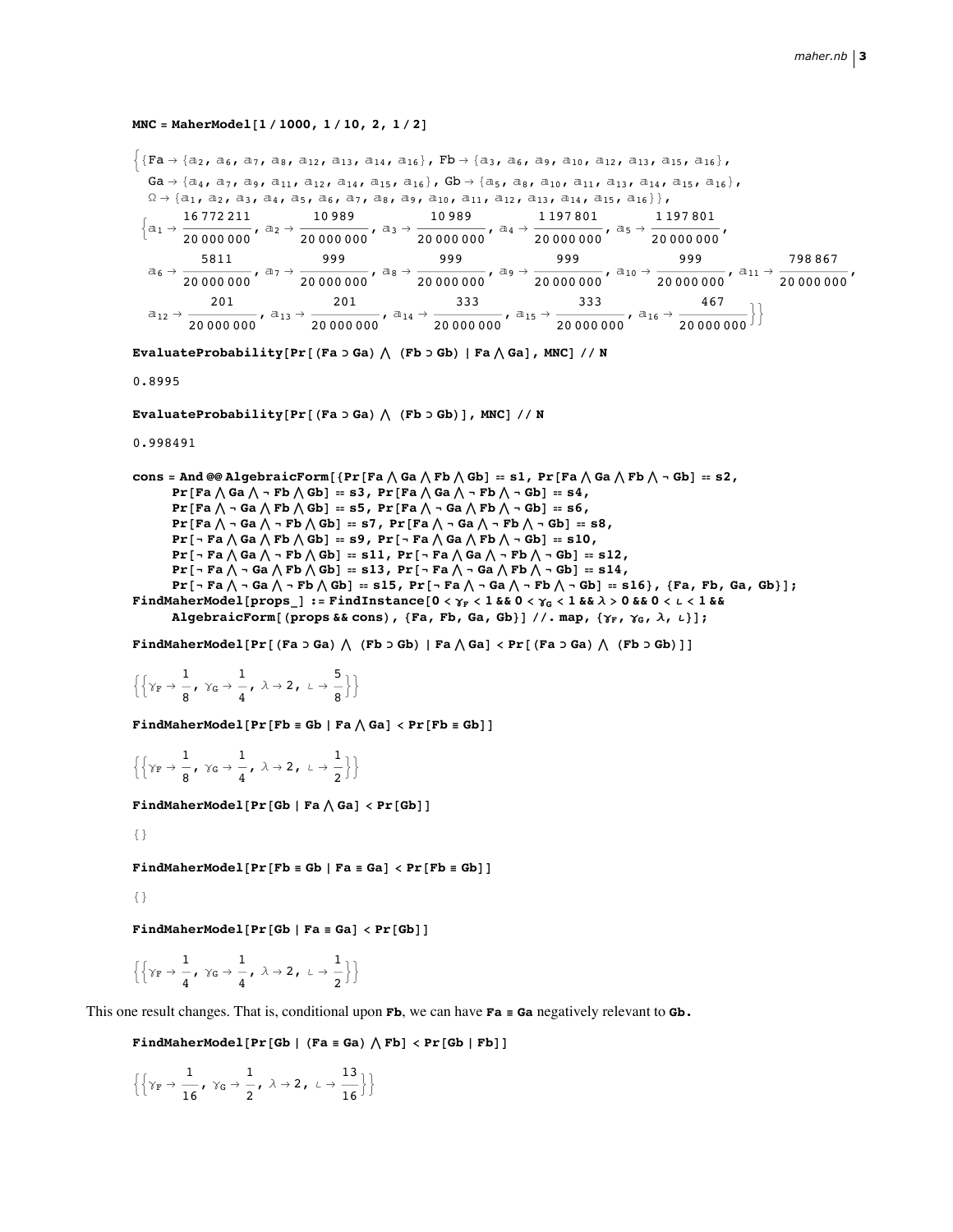```
MNC = MaherModel[1 / 1000, 1 / 10, 2, 1 / 2]
```

$$\Big\{\{Fa \to \{a_2, a_6, a_7, a_8, a_{12}, a_{13}, a_{14}, a_{16}\},\ Fb \to \{a_3, a_6, a_9, a_{10}, a_{12}, a_{13}, a_{15}, a_{16}\},$$
$$Ga \to \{a_4, a_7, a_9, a_{11}, a_{12}, a_{14}, a_{15}, a_{16}\},\ Gb \to \{a_5, a_8, a_{10}, a_{11}, a_{13}, a_{14}, a_{15}, a_{16}\},$$
$$\Omega \to \{a_1, a_2, a_3, a_4, a_5, a_6, a_7, a_8, a_9, a_{10}, a_{11}, a_{12}, a_{13}, a_{14}, a_{15}, a_{16}\}\},$$
$$\Big\{a_1 \to \frac{16\,772\,211}{20\,000\,000},\ a_2 \to \frac{10\,989}{20\,000\,000},\ a_3 \to \frac{10\,989}{20\,000\,000},\ a_4 \to \frac{1\,197\,801}{20\,000\,000},\ a_5 \to \frac{1\,197\,801}{20\,000\,000},$$
$$a_6 \to \frac{5811}{20\,000\,000},\ a_7 \to \frac{999}{20\,000\,000},\ a_8 \to \frac{999}{20\,000\,000},\ a_9 \to \frac{999}{20\,000\,000},\ a_{10} \to \frac{999}{20\,000\,000},\ a_{11} \to \frac{798\,867}{20\,000\,000},$$
$$a_{12} \to \frac{201}{20\,000\,000},\ a_{13} \to \frac{201}{20\,000\,000},\ a_{14} \to \frac{333}{20\,000\,000},\ a_{15} \to \frac{333}{20\,000\,000},\ a_{16} \to \frac{467}{20\,000\,000}\Big\}\Big\}$$

```
EvaluateProbability[Pr[(Fa ⊃ Ga) ⋀ (Fb ⊃ Gb) | Fa ⋀ Ga], MNC] // N
```

0.8995

```
EvaluateProbability[Pr[(Fa ⊃ Ga) ⋀ (Fb ⊃ Gb)], MNC] // N
```

0.998491

```
cons = And @@ AlgebraicForm[{Pr[Fa ⋀ Ga ⋀ Fb ⋀ Gb] == s1, Pr[Fa ⋀ Ga ⋀ Fb ⋀ ¬ Gb] == s2,
     Pr[Fa ⋀ Ga ⋀ ¬ Fb ⋀ Gb] == s3, Pr[Fa ⋀ Ga ⋀ ¬ Fb ⋀ ¬ Gb] == s4,
     Pr[Fa ⋀ ¬ Ga ⋀ Fb ⋀ Gb] == s5, Pr[Fa ⋀ ¬ Ga ⋀ Fb ⋀ ¬ Gb] == s6,
     Pr[Fa ⋀ ¬ Ga ⋀ ¬ Fb ⋀ Gb] == s7, Pr[Fa ⋀ ¬ Ga ⋀ ¬ Fb ⋀ ¬ Gb] == s8,
     Pr[¬ Fa ⋀ Ga ⋀ Fb ⋀ Gb] == s9, Pr[¬ Fa ⋀ Ga ⋀ Fb ⋀ ¬ Gb] == s10,
     Pr[¬ Fa ⋀ Ga ⋀ ¬ Fb ⋀ Gb] == s11, Pr[¬ Fa ⋀ Ga ⋀ ¬ Fb ⋀ ¬ Gb] == s12,
     Pr[¬ Fa ⋀ ¬ Ga ⋀ Fb ⋀ Gb] == s13, Pr[¬ Fa ⋀ ¬ Ga ⋀ Fb ⋀ ¬ Gb] == s14,
     Pr[¬ Fa ⋀ ¬ Ga ⋀ ¬ Fb ⋀ Gb] == s15, Pr[¬ Fa ⋀ ¬ Ga ⋀ ¬ Fb ⋀ ¬ Gb] == s16}, {Fa, Fb, Ga, Gb}];
FindMaherModel[props_] := FindInstance[0 < γF < 1 && 0 < γG < 1 && λ > 0 && 0 < ι < 1 &&
     AlgebraicForm[(props && cons), {Fa, Fb, Ga, Gb}] //. map, {γF, γG, λ, ι}];
```

```
FindMaherModel[Pr[(Fa ⊃ Ga) ⋀ (Fb ⊃ Gb) | Fa ⋀ Ga] < Pr[(Fa ⊃ Ga) ⋀ (Fb ⊃ Gb)]]
```

$$\Big\{\Big\{\gamma_F \to \frac{1}{8},\ \gamma_G \to \frac{1}{4},\ \lambda \to 2,\ \iota \to \frac{5}{8}\Big\}\Big\}$$

```
FindMaherModel[Pr[Fb ≡ Gb | Fa ⋀ Ga] < Pr[Fb ≡ Gb]]
```

$$\Big\{\Big\{\gamma_F \to \frac{1}{8},\ \gamma_G \to \frac{1}{4},\ \lambda \to 2,\ \iota \to \frac{1}{2}\Big\}\Big\}$$

```
FindMaherModel[Pr[Gb | Fa ⋀ Ga] < Pr[Gb]]
```

{}

```
FindMaherModel[Pr[Fb ≡ Gb | Fa ≡ Ga] < Pr[Fb ≡ Gb]]
```

{}

```
FindMaherModel[Pr[Gb | Fa ≡ Ga] < Pr[Gb]]
```

$$\Big\{\Big\{\gamma_F \to \frac{1}{4},\ \gamma_G \to \frac{1}{4},\ \lambda \to 2,\ \iota \to \frac{1}{2}\Big\}\Big\}$$

This one result changes. That is, conditional upon **Fb**, we can have **Fa ≡ Ga** negatively relevant to **Gb.**

```
FindMaherModel[Pr[Gb | (Fa ≡ Ga) ⋀ Fb] < Pr[Gb | Fb]]
```

$$\Big\{\Big\{\gamma_F \to \frac{1}{16},\ \gamma_G \to \frac{1}{2},\ \lambda \to 2,\ \iota \to \frac{13}{16}\Big\}\Big\}$$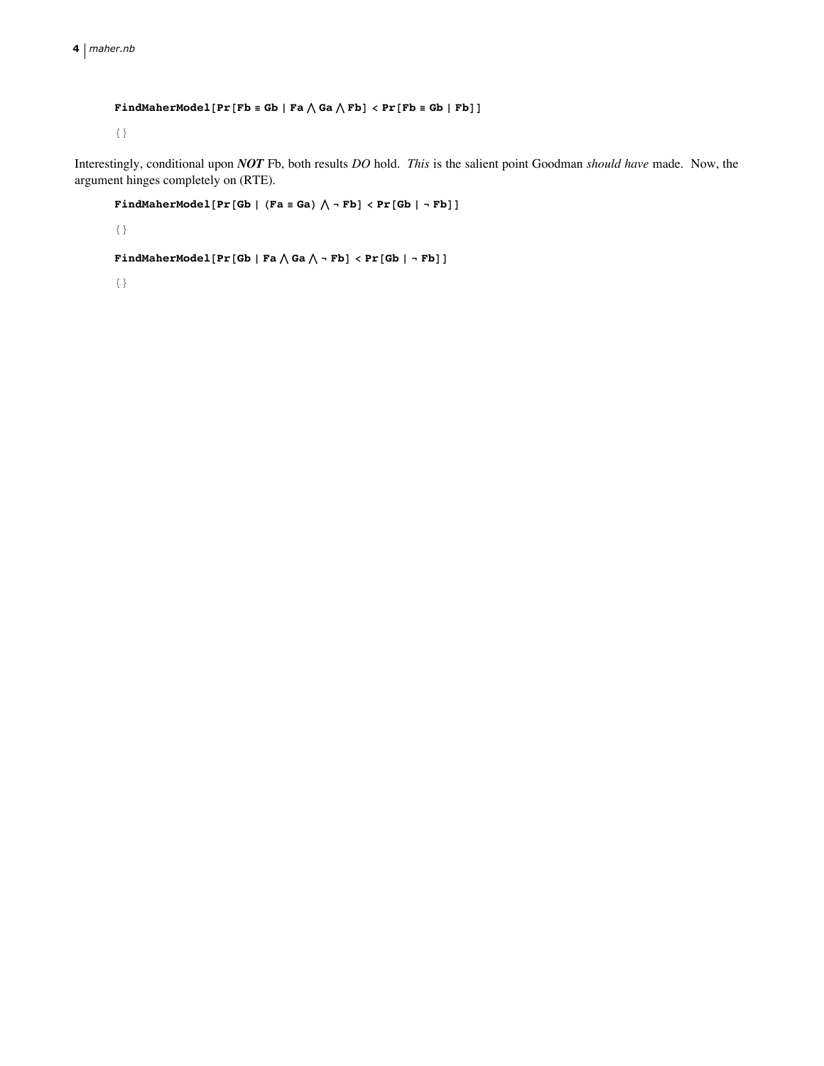```
FindMaherModel[Pr[Fb ≡ Gb | Fa ⋀ Ga ⋀ Fb] < Pr[Fb ≡ Gb | Fb]]
```

```
{}
```

Interestingly, conditional upon ***NOT*** Fb, both results *DO* hold. *This* is the salient point Goodman *should have* made. Now, the argument hinges completely on (RTE).

```
FindMaherModel[Pr[Gb | (Fa ≡ Ga) ⋀ ¬ Fb] < Pr[Gb | ¬ Fb]]
```

```
{}
```

```
FindMaherModel[Pr[Gb | Fa ⋀ Ga ⋀ ¬ Fb] < Pr[Gb | ¬ Fb]]
```

```
{}
```